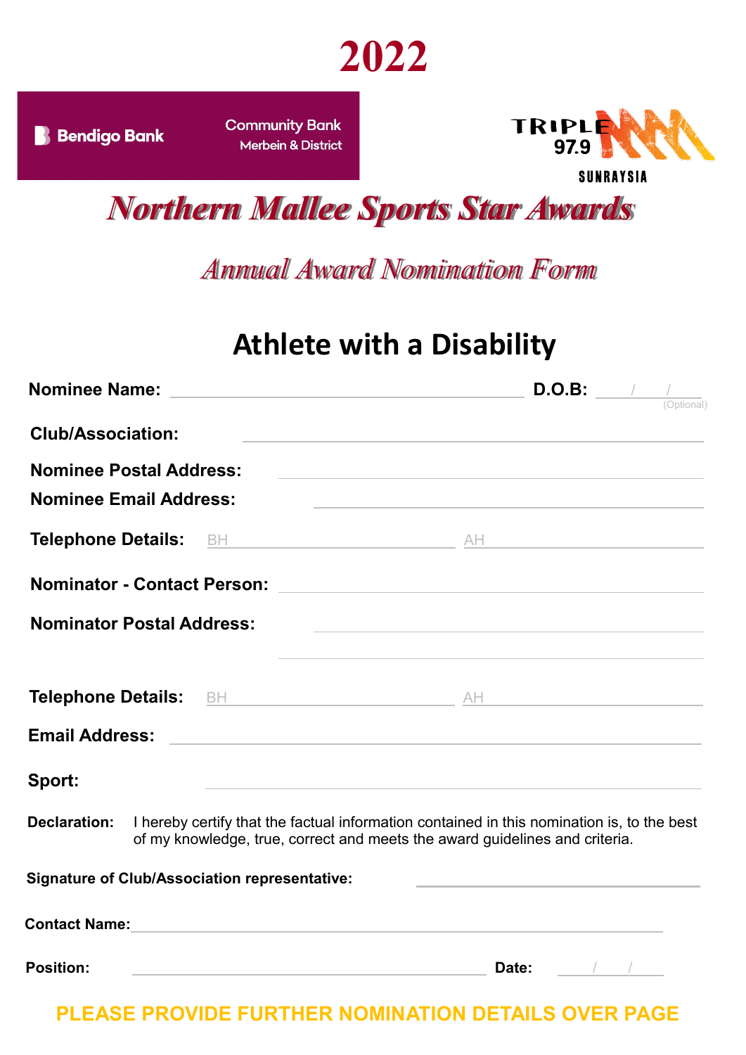# 2022

Bendigo Bank | Community Bank Merbein & District

TRIPLE M 97.9 SUNRAYSIA

# *Northern Mallee Sports Star Awards*

## *Annual Award Nomination Form*

## Athlete with a Disability

**Nominee Name:** ______________________ **D.O.B:** ___/___/___ (Optional)

**Club/Association:** ______________________

**Nominee Postal Address:** ______________________

**Nominee Email Address:** ______________________

**Telephone Details:** BH ______________ AH ______________

**Nominator - Contact Person:** ______________________

**Nominator Postal Address:** ______________________

______________________

**Telephone Details:** BH ______________ AH ______________

**Email Address:** ______________________

**Sport:** ______________________

**Declaration:** I hereby certify that the factual information contained in this nomination is, to the best of my knowledge, true, correct and meets the award guidelines and criteria.

**Signature of Club/Association representative:** ______________________

**Contact Name:** ______________________

**Position:** ______________________ **Date:** ___/___/___

**PLEASE PROVIDE FURTHER NOMINATION DETAILS OVER PAGE**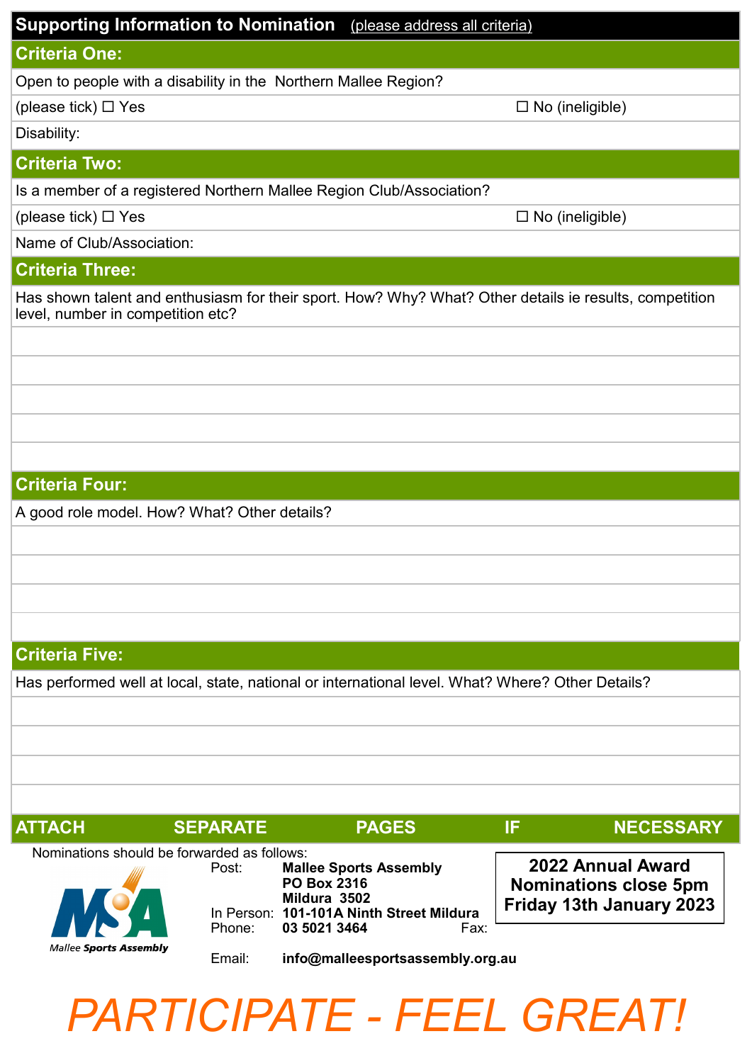## Supporting Information to Nomination (please address all criteria)

### Criteria One:

Open to people with a disability in the Northern Mallee Region?

(please tick) ☐ Yes ☐ No (ineligible)

Disability:

### Criteria Two:

Is a member of a registered Northern Mallee Region Club/Association?

(please tick) ☐ Yes ☐ No (ineligible)

Name of Club/Association:

### Criteria Three:

Has shown talent and enthusiasm for their sport. How? Why? What? Other details ie results, competition level, number in competition etc?

### Criteria Four:

A good role model. How? What? Other details?

### Criteria Five:

Has performed well at local, state, national or international level. What? Where? Other Details?

**ATTACH SEPARATE PAGES IF NECESSARY**

Nominations should be forwarded as follows:

Post: **Mallee Sports Assembly**
**PO Box 2316**
**Mildura 3502**

In Person: **101-101A Ninth Street Mildura**

Phone: **03 5021 3464** Fax:

Email: **info@malleesportsassembly.org.au**

Mallee Sports Assembly

**2022 Annual Award**
**Nominations close 5pm**
**Friday 13th January 2023**

*PARTICIPATE - FEEL GREAT!*